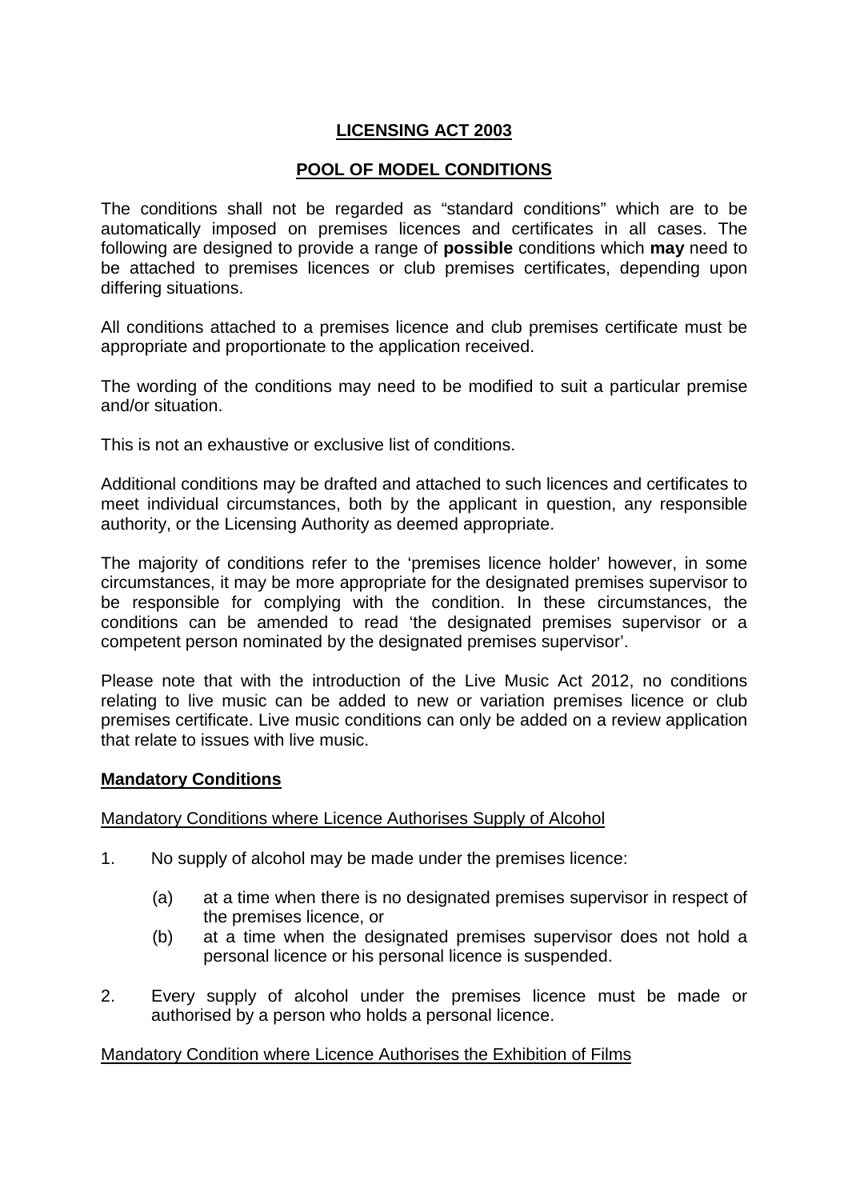# LICENSING ACT 2003

## POOL OF MODEL CONDITIONS

The conditions shall not be regarded as "standard conditions" which are to be automatically imposed on premises licences and certificates in all cases. The following are designed to provide a range of **possible** conditions which **may** need to be attached to premises licences or club premises certificates, depending upon differing situations.

All conditions attached to a premises licence and club premises certificate must be appropriate and proportionate to the application received.

The wording of the conditions may need to be modified to suit a particular premise and/or situation.

This is not an exhaustive or exclusive list of conditions.

Additional conditions may be drafted and attached to such licences and certificates to meet individual circumstances, both by the applicant in question, any responsible authority, or the Licensing Authority as deemed appropriate.

The majority of conditions refer to the 'premises licence holder' however, in some circumstances, it may be more appropriate for the designated premises supervisor to be responsible for complying with the condition. In these circumstances, the conditions can be amended to read 'the designated premises supervisor or a competent person nominated by the designated premises supervisor'.

Please note that with the introduction of the Live Music Act 2012, no conditions relating to live music can be added to new or variation premises licence or club premises certificate. Live music conditions can only be added on a review application that relate to issues with live music.

### Mandatory Conditions

#### Mandatory Conditions where Licence Authorises Supply of Alcohol

1. No supply of alcohol may be made under the premises licence:

   (a) at a time when there is no designated premises supervisor in respect of the premises licence, or

   (b) at a time when the designated premises supervisor does not hold a personal licence or his personal licence is suspended.

2. Every supply of alcohol under the premises licence must be made or authorised by a person who holds a personal licence.

#### Mandatory Condition where Licence Authorises the Exhibition of Films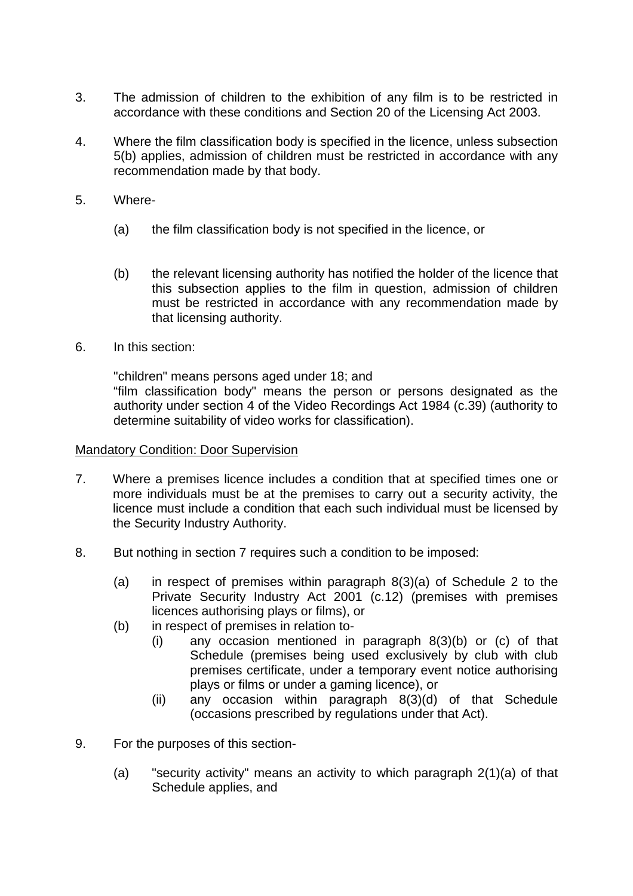3. The admission of children to the exhibition of any film is to be restricted in accordance with these conditions and Section 20 of the Licensing Act 2003.

4. Where the film classification body is specified in the licence, unless subsection 5(b) applies, admission of children must be restricted in accordance with any recommendation made by that body.

5. Where-

   (a) the film classification body is not specified in the licence, or

   (b) the relevant licensing authority has notified the holder of the licence that this subsection applies to the film in question, admission of children must be restricted in accordance with any recommendation made by that licensing authority.

6. In this section:

   "children" means persons aged under 18; and
   "film classification body" means the person or persons designated as the authority under section 4 of the Video Recordings Act 1984 (c.39) (authority to determine suitability of video works for classification).

<u>Mandatory Condition: Door Supervision</u>

7. Where a premises licence includes a condition that at specified times one or more individuals must be at the premises to carry out a security activity, the licence must include a condition that each such individual must be licensed by the Security Industry Authority.

8. But nothing in section 7 requires such a condition to be imposed:

   (a) in respect of premises within paragraph 8(3)(a) of Schedule 2 to the Private Security Industry Act 2001 (c.12) (premises with premises licences authorising plays or films), or
   (b) in respect of premises in relation to-
      (i) any occasion mentioned in paragraph 8(3)(b) or (c) of that Schedule (premises being used exclusively by club with club premises certificate, under a temporary event notice authorising plays or films or under a gaming licence), or
      (ii) any occasion within paragraph 8(3)(d) of that Schedule (occasions prescribed by regulations under that Act).

9. For the purposes of this section-

   (a) "security activity" means an activity to which paragraph 2(1)(a) of that Schedule applies, and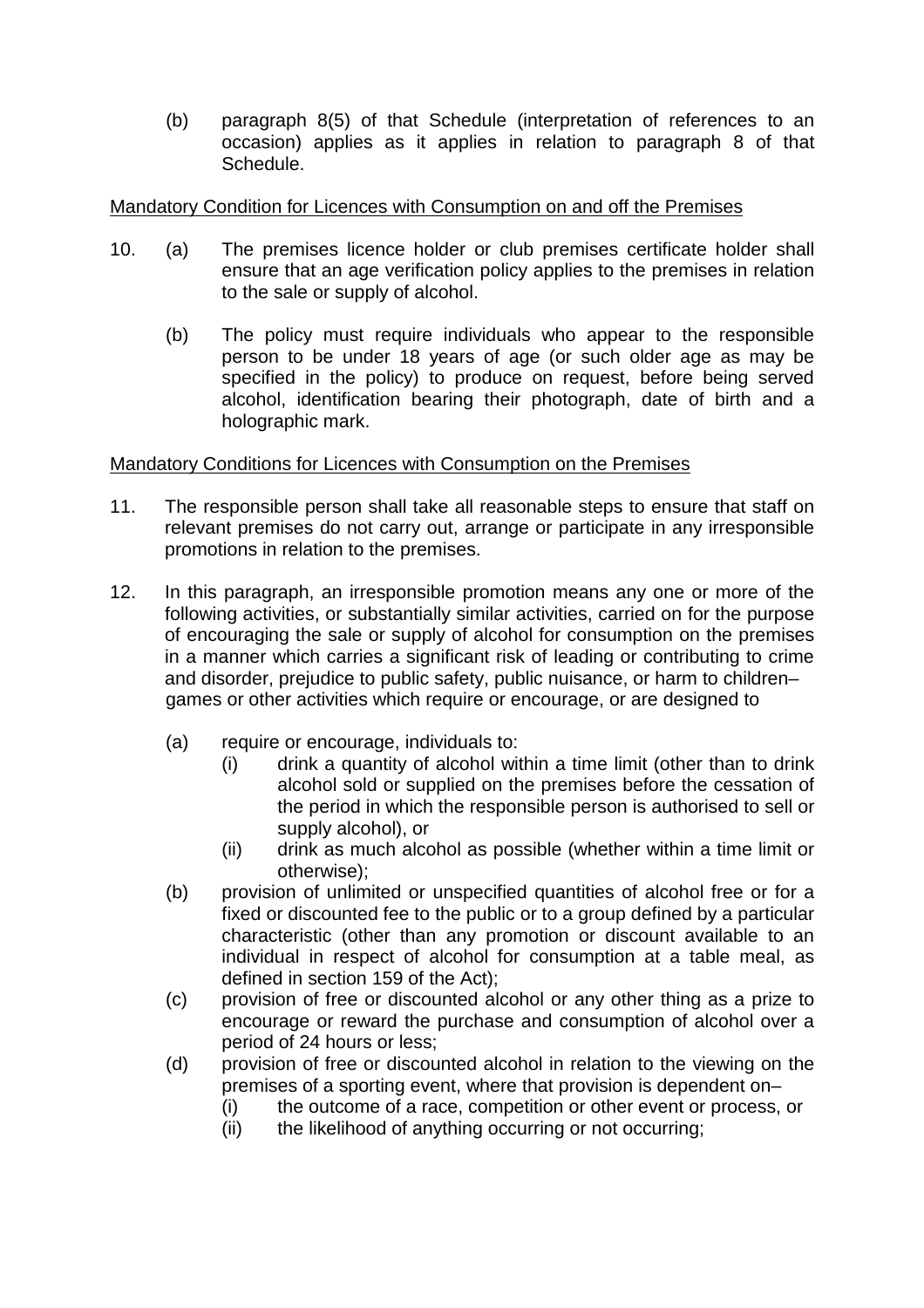(b) paragraph 8(5) of that Schedule (interpretation of references to an occasion) applies as it applies in relation to paragraph 8 of that Schedule.

Mandatory Condition for Licences with Consumption on and off the Premises

10. (a) The premises licence holder or club premises certificate holder shall ensure that an age verification policy applies to the premises in relation to the sale or supply of alcohol.

    (b) The policy must require individuals who appear to the responsible person to be under 18 years of age (or such older age as may be specified in the policy) to produce on request, before being served alcohol, identification bearing their photograph, date of birth and a holographic mark.

Mandatory Conditions for Licences with Consumption on the Premises

11. The responsible person shall take all reasonable steps to ensure that staff on relevant premises do not carry out, arrange or participate in any irresponsible promotions in relation to the premises.

12. In this paragraph, an irresponsible promotion means any one or more of the following activities, or substantially similar activities, carried on for the purpose of encouraging the sale or supply of alcohol for consumption on the premises in a manner which carries a significant risk of leading or contributing to crime and disorder, prejudice to public safety, public nuisance, or harm to children– games or other activities which require or encourage, or are designed to

    (a) require or encourage, individuals to:
        (i) drink a quantity of alcohol within a time limit (other than to drink alcohol sold or supplied on the premises before the cessation of the period in which the responsible person is authorised to sell or supply alcohol), or
        (ii) drink as much alcohol as possible (whether within a time limit or otherwise);
    (b) provision of unlimited or unspecified quantities of alcohol free or for a fixed or discounted fee to the public or to a group defined by a particular characteristic (other than any promotion or discount available to an individual in respect of alcohol for consumption at a table meal, as defined in section 159 of the Act);
    (c) provision of free or discounted alcohol or any other thing as a prize to encourage or reward the purchase and consumption of alcohol over a period of 24 hours or less;
    (d) provision of free or discounted alcohol in relation to the viewing on the premises of a sporting event, where that provision is dependent on–
        (i) the outcome of a race, competition or other event or process, or
        (ii) the likelihood of anything occurring or not occurring;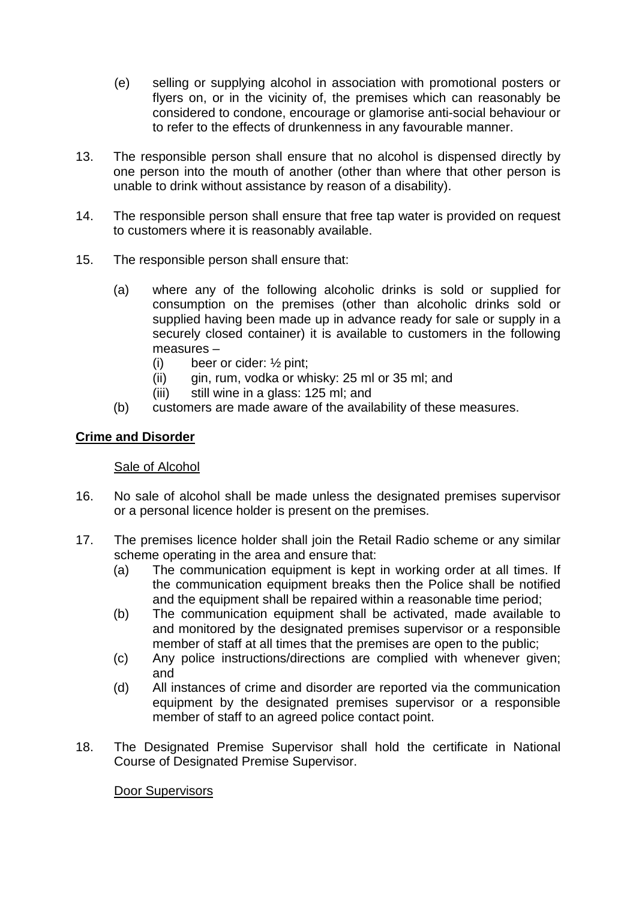(e) selling or supplying alcohol in association with promotional posters or flyers on, or in the vicinity of, the premises which can reasonably be considered to condone, encourage or glamorise anti-social behaviour or to refer to the effects of drunkenness in any favourable manner.

13. The responsible person shall ensure that no alcohol is dispensed directly by one person into the mouth of another (other than where that other person is unable to drink without assistance by reason of a disability).

14. The responsible person shall ensure that free tap water is provided on request to customers where it is reasonably available.

15. The responsible person shall ensure that:

    (a) where any of the following alcoholic drinks is sold or supplied for consumption on the premises (other than alcoholic drinks sold or supplied having been made up in advance ready for sale or supply in a securely closed container) it is available to customers in the following measures –
        (i) beer or cider: ½ pint;
        (ii) gin, rum, vodka or whisky: 25 ml or 35 ml; and
        (iii) still wine in a glass: 125 ml; and
    (b) customers are made aware of the availability of these measures.

**Crime and Disorder**

Sale of Alcohol

16. No sale of alcohol shall be made unless the designated premises supervisor or a personal licence holder is present on the premises.

17. The premises licence holder shall join the Retail Radio scheme or any similar scheme operating in the area and ensure that:
    (a) The communication equipment is kept in working order at all times. If the communication equipment breaks then the Police shall be notified and the equipment shall be repaired within a reasonable time period;
    (b) The communication equipment shall be activated, made available to and monitored by the designated premises supervisor or a responsible member of staff at all times that the premises are open to the public;
    (c) Any police instructions/directions are complied with whenever given; and
    (d) All instances of crime and disorder are reported via the communication equipment by the designated premises supervisor or a responsible member of staff to an agreed police contact point.

18. The Designated Premise Supervisor shall hold the certificate in National Course of Designated Premise Supervisor.

Door Supervisors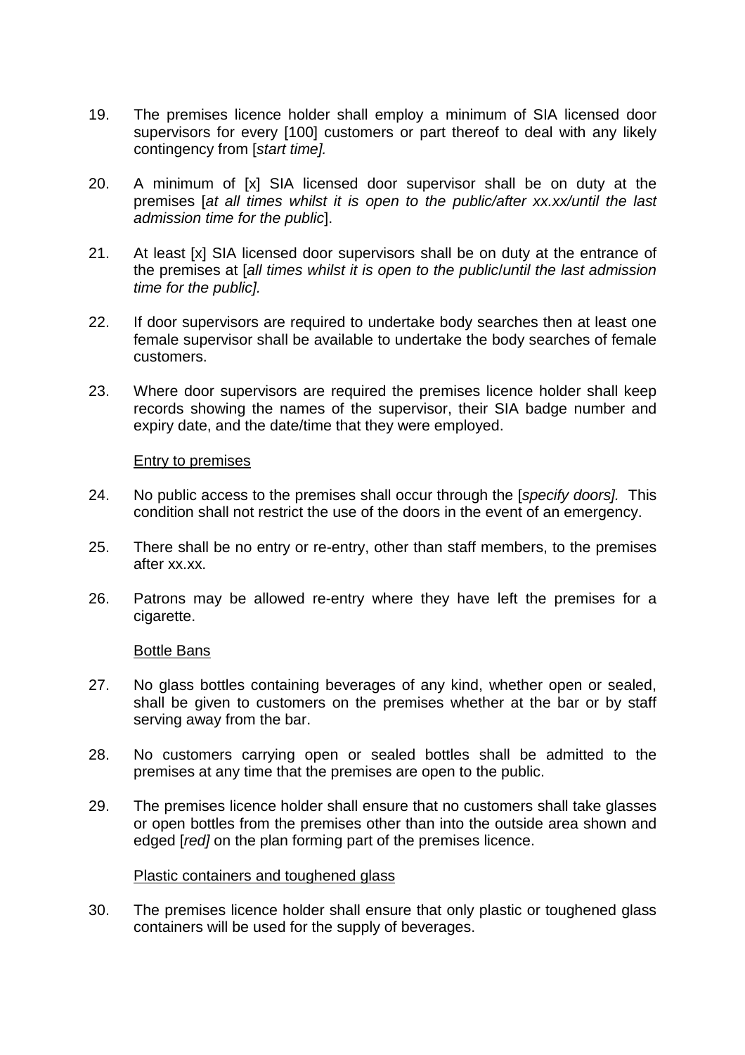19. The premises licence holder shall employ a minimum of SIA licensed door supervisors for every [100] customers or part thereof to deal with any likely contingency from [*start time].*

20. A minimum of [x] SIA licensed door supervisor shall be on duty at the premises [*at all times whilst it is open to the public/after xx.xx/until the last admission time for the public*].

21. At least [x] SIA licensed door supervisors shall be on duty at the entrance of the premises at [*all times whilst it is open to the public/until the last admission time for the public].*

22. If door supervisors are required to undertake body searches then at least one female supervisor shall be available to undertake the body searches of female customers.

23. Where door supervisors are required the premises licence holder shall keep records showing the names of the supervisor, their SIA badge number and expiry date, and the date/time that they were employed.

<u>Entry to premises</u>

24. No public access to the premises shall occur through the [*specify doors].* This condition shall not restrict the use of the doors in the event of an emergency.

25. There shall be no entry or re-entry, other than staff members, to the premises after xx.xx.

26. Patrons may be allowed re-entry where they have left the premises for a cigarette.

<u>Bottle Bans</u>

27. No glass bottles containing beverages of any kind, whether open or sealed, shall be given to customers on the premises whether at the bar or by staff serving away from the bar.

28. No customers carrying open or sealed bottles shall be admitted to the premises at any time that the premises are open to the public.

29. The premises licence holder shall ensure that no customers shall take glasses or open bottles from the premises other than into the outside area shown and edged [*red]* on the plan forming part of the premises licence.

<u>Plastic containers and toughened glass</u>

30. The premises licence holder shall ensure that only plastic or toughened glass containers will be used for the supply of beverages.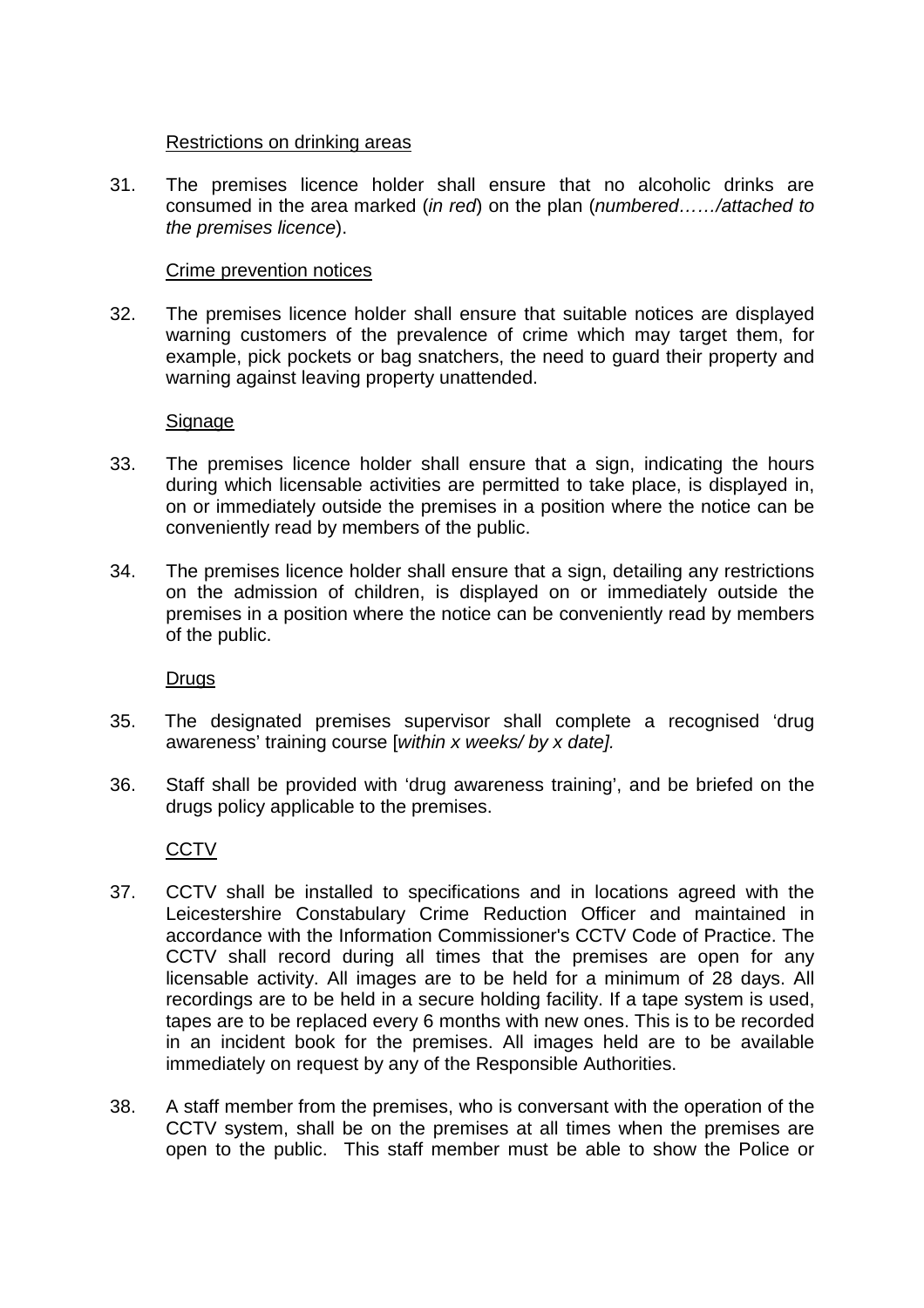<u>Restrictions on drinking areas</u>

31. The premises licence holder shall ensure that no alcoholic drinks are consumed in the area marked (*in red*) on the plan (*numbered……/attached to the premises licence*).

<u>Crime prevention notices</u>

32. The premises licence holder shall ensure that suitable notices are displayed warning customers of the prevalence of crime which may target them, for example, pick pockets or bag snatchers, the need to guard their property and warning against leaving property unattended.

<u>Signage</u>

33. The premises licence holder shall ensure that a sign, indicating the hours during which licensable activities are permitted to take place, is displayed in, on or immediately outside the premises in a position where the notice can be conveniently read by members of the public.

34. The premises licence holder shall ensure that a sign, detailing any restrictions on the admission of children, is displayed on or immediately outside the premises in a position where the notice can be conveniently read by members of the public.

<u>Drugs</u>

35. The designated premises supervisor shall complete a recognised 'drug awareness' training course [*within x weeks/ by x date].*

36. Staff shall be provided with 'drug awareness training', and be briefed on the drugs policy applicable to the premises.

<u>CCTV</u>

37. CCTV shall be installed to specifications and in locations agreed with the Leicestershire Constabulary Crime Reduction Officer and maintained in accordance with the Information Commissioner's CCTV Code of Practice. The CCTV shall record during all times that the premises are open for any licensable activity. All images are to be held for a minimum of 28 days. All recordings are to be held in a secure holding facility. If a tape system is used, tapes are to be replaced every 6 months with new ones. This is to be recorded in an incident book for the premises. All images held are to be available immediately on request by any of the Responsible Authorities.

38. A staff member from the premises, who is conversant with the operation of the CCTV system, shall be on the premises at all times when the premises are open to the public. This staff member must be able to show the Police or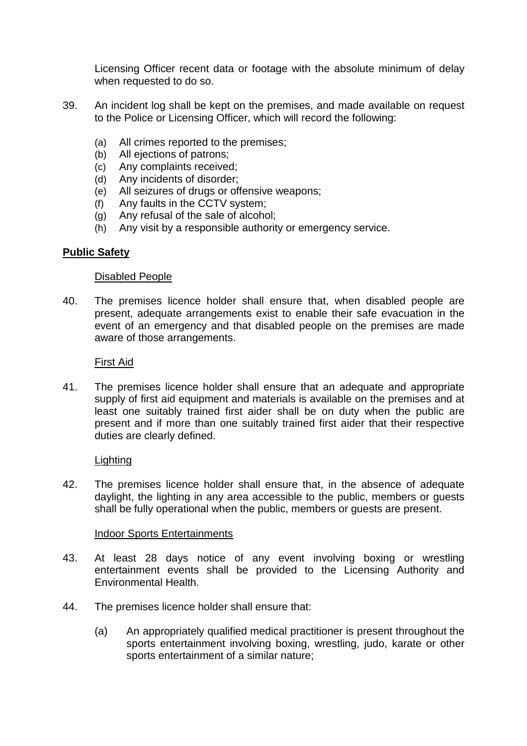Licensing Officer recent data or footage with the absolute minimum of delay when requested to do so.

39. An incident log shall be kept on the premises, and made available on request to the Police or Licensing Officer, which will record the following:

    (a) All crimes reported to the premises;
    (b) All ejections of patrons;
    (c) Any complaints received;
    (d) Any incidents of disorder;
    (e) All seizures of drugs or offensive weapons;
    (f) Any faults in the CCTV system;
    (g) Any refusal of the sale of alcohol;
    (h) Any visit by a responsible authority or emergency service.

## Public Safety

### Disabled People

40. The premises licence holder shall ensure that, when disabled people are present, adequate arrangements exist to enable their safe evacuation in the event of an emergency and that disabled people on the premises are made aware of those arrangements.

### First Aid

41. The premises licence holder shall ensure that an adequate and appropriate supply of first aid equipment and materials is available on the premises and at least one suitably trained first aider shall be on duty when the public are present and if more than one suitably trained first aider that their respective duties are clearly defined.

### Lighting

42. The premises licence holder shall ensure that, in the absence of adequate daylight, the lighting in any area accessible to the public, members or guests shall be fully operational when the public, members or guests are present.

### Indoor Sports Entertainments

43. At least 28 days notice of any event involving boxing or wrestling entertainment events shall be provided to the Licensing Authority and Environmental Health.

44. The premises licence holder shall ensure that:

    (a) An appropriately qualified medical practitioner is present throughout the sports entertainment involving boxing, wrestling, judo, karate or other sports entertainment of a similar nature;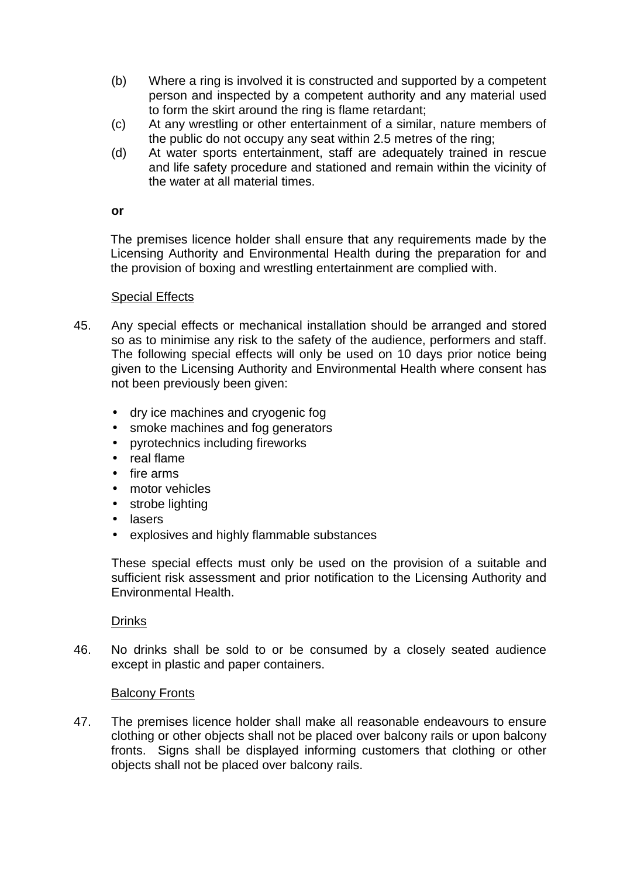(b) Where a ring is involved it is constructed and supported by a competent person and inspected by a competent authority and any material used to form the skirt around the ring is flame retardant;

(c) At any wrestling or other entertainment of a similar, nature members of the public do not occupy any seat within 2.5 metres of the ring;

(d) At water sports entertainment, staff are adequately trained in rescue and life safety procedure and stationed and remain within the vicinity of the water at all material times.

**or**

The premises licence holder shall ensure that any requirements made by the Licensing Authority and Environmental Health during the preparation for and the provision of boxing and wrestling entertainment are complied with.

<u>Special Effects</u>

45. Any special effects or mechanical installation should be arranged and stored so as to minimise any risk to the safety of the audience, performers and staff. The following special effects will only be used on 10 days prior notice being given to the Licensing Authority and Environmental Health where consent has not been previously been given:

- dry ice machines and cryogenic fog
- smoke machines and fog generators
- pyrotechnics including fireworks
- real flame
- fire arms
- motor vehicles
- strobe lighting
- lasers
- explosives and highly flammable substances

These special effects must only be used on the provision of a suitable and sufficient risk assessment and prior notification to the Licensing Authority and Environmental Health.

<u>Drinks</u>

46. No drinks shall be sold to or be consumed by a closely seated audience except in plastic and paper containers.

<u>Balcony Fronts</u>

47. The premises licence holder shall make all reasonable endeavours to ensure clothing or other objects shall not be placed over balcony rails or upon balcony fronts. Signs shall be displayed informing customers that clothing or other objects shall not be placed over balcony rails.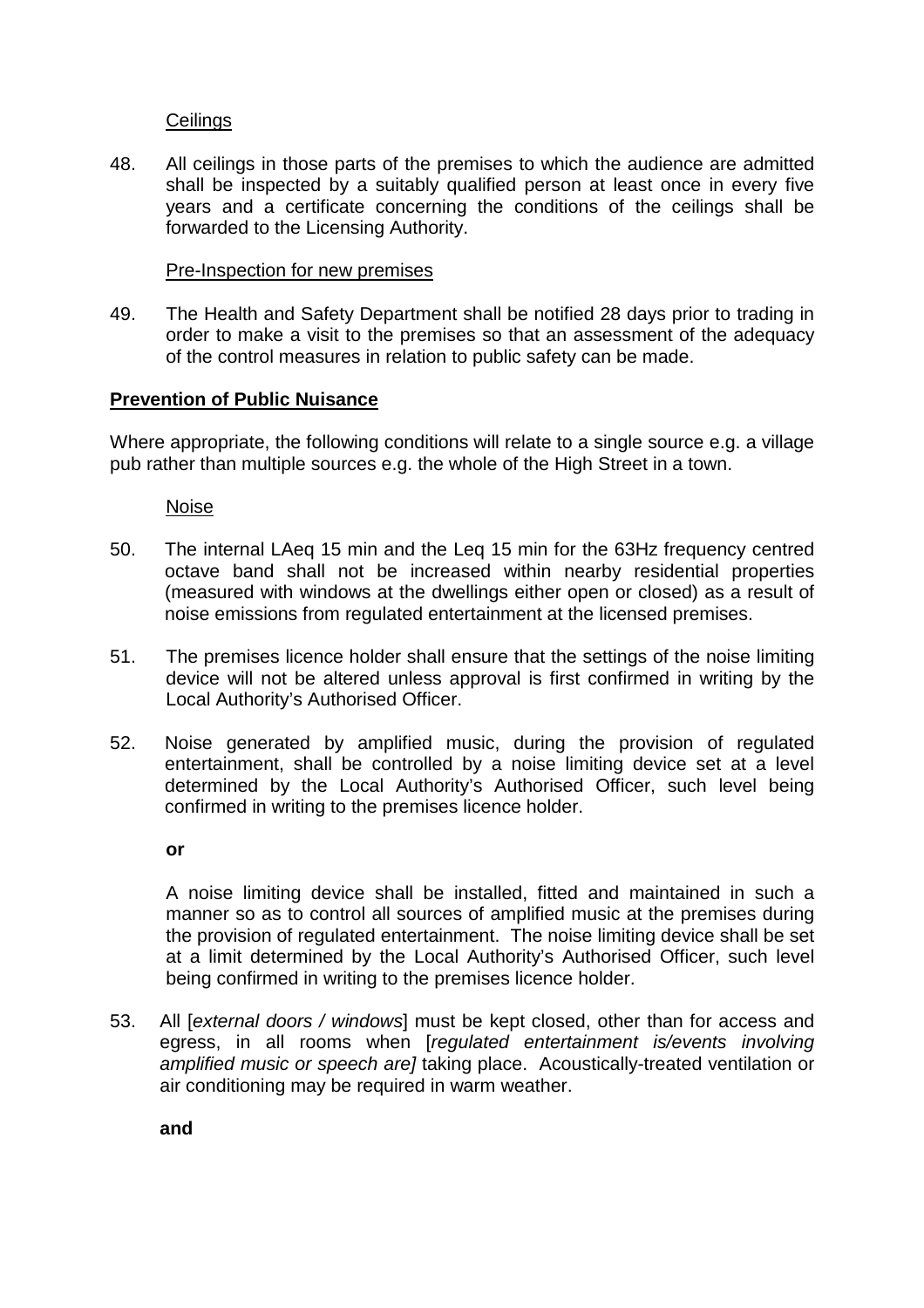<u>Ceilings</u>

48. All ceilings in those parts of the premises to which the audience are admitted shall be inspected by a suitably qualified person at least once in every five years and a certificate concerning the conditions of the ceilings shall be forwarded to the Licensing Authority.

<u>Pre-Inspection for new premises</u>

49. The Health and Safety Department shall be notified 28 days prior to trading in order to make a visit to the premises so that an assessment of the adequacy of the control measures in relation to public safety can be made.

## **<u>Prevention of Public Nuisance</u>**

Where appropriate, the following conditions will relate to a single source e.g. a village pub rather than multiple sources e.g. the whole of the High Street in a town.

<u>Noise</u>

50. The internal LAeq 15 min and the Leq 15 min for the 63Hz frequency centred octave band shall not be increased within nearby residential properties (measured with windows at the dwellings either open or closed) as a result of noise emissions from regulated entertainment at the licensed premises.

51. The premises licence holder shall ensure that the settings of the noise limiting device will not be altered unless approval is first confirmed in writing by the Local Authority's Authorised Officer.

52. Noise generated by amplified music, during the provision of regulated entertainment, shall be controlled by a noise limiting device set at a level determined by the Local Authority's Authorised Officer, such level being confirmed in writing to the premises licence holder.

    **or**

    A noise limiting device shall be installed, fitted and maintained in such a manner so as to control all sources of amplified music at the premises during the provision of regulated entertainment. The noise limiting device shall be set at a limit determined by the Local Authority's Authorised Officer, such level being confirmed in writing to the premises licence holder.

53. All [*external doors / windows*] must be kept closed, other than for access and egress, in all rooms when [*regulated entertainment is/events involving amplified music or speech are]* taking place. Acoustically-treated ventilation or air conditioning may be required in warm weather.

    **and**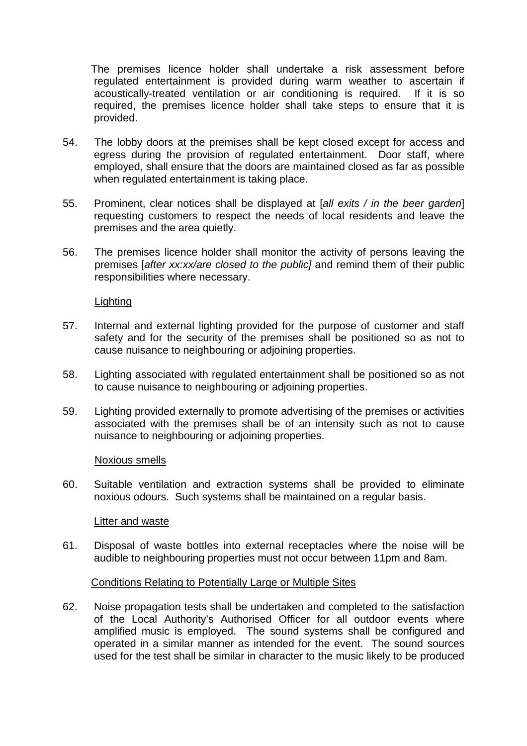The premises licence holder shall undertake a risk assessment before regulated entertainment is provided during warm weather to ascertain if acoustically-treated ventilation or air conditioning is required. If it is so required, the premises licence holder shall take steps to ensure that it is provided.

54. The lobby doors at the premises shall be kept closed except for access and egress during the provision of regulated entertainment. Door staff, where employed, shall ensure that the doors are maintained closed as far as possible when regulated entertainment is taking place.

55. Prominent, clear notices shall be displayed at [*all exits / in the beer garden*] requesting customers to respect the needs of local residents and leave the premises and the area quietly.

56. The premises licence holder shall monitor the activity of persons leaving the premises [*after xx:xx/are closed to the public]* and remind them of their public responsibilities where necessary.

Lighting

57. Internal and external lighting provided for the purpose of customer and staff safety and for the security of the premises shall be positioned so as not to cause nuisance to neighbouring or adjoining properties.

58. Lighting associated with regulated entertainment shall be positioned so as not to cause nuisance to neighbouring or adjoining properties.

59. Lighting provided externally to promote advertising of the premises or activities associated with the premises shall be of an intensity such as not to cause nuisance to neighbouring or adjoining properties.

Noxious smells

60. Suitable ventilation and extraction systems shall be provided to eliminate noxious odours. Such systems shall be maintained on a regular basis.

Litter and waste

61. Disposal of waste bottles into external receptacles where the noise will be audible to neighbouring properties must not occur between 11pm and 8am.

Conditions Relating to Potentially Large or Multiple Sites

62. Noise propagation tests shall be undertaken and completed to the satisfaction of the Local Authority's Authorised Officer for all outdoor events where amplified music is employed. The sound systems shall be configured and operated in a similar manner as intended for the event. The sound sources used for the test shall be similar in character to the music likely to be produced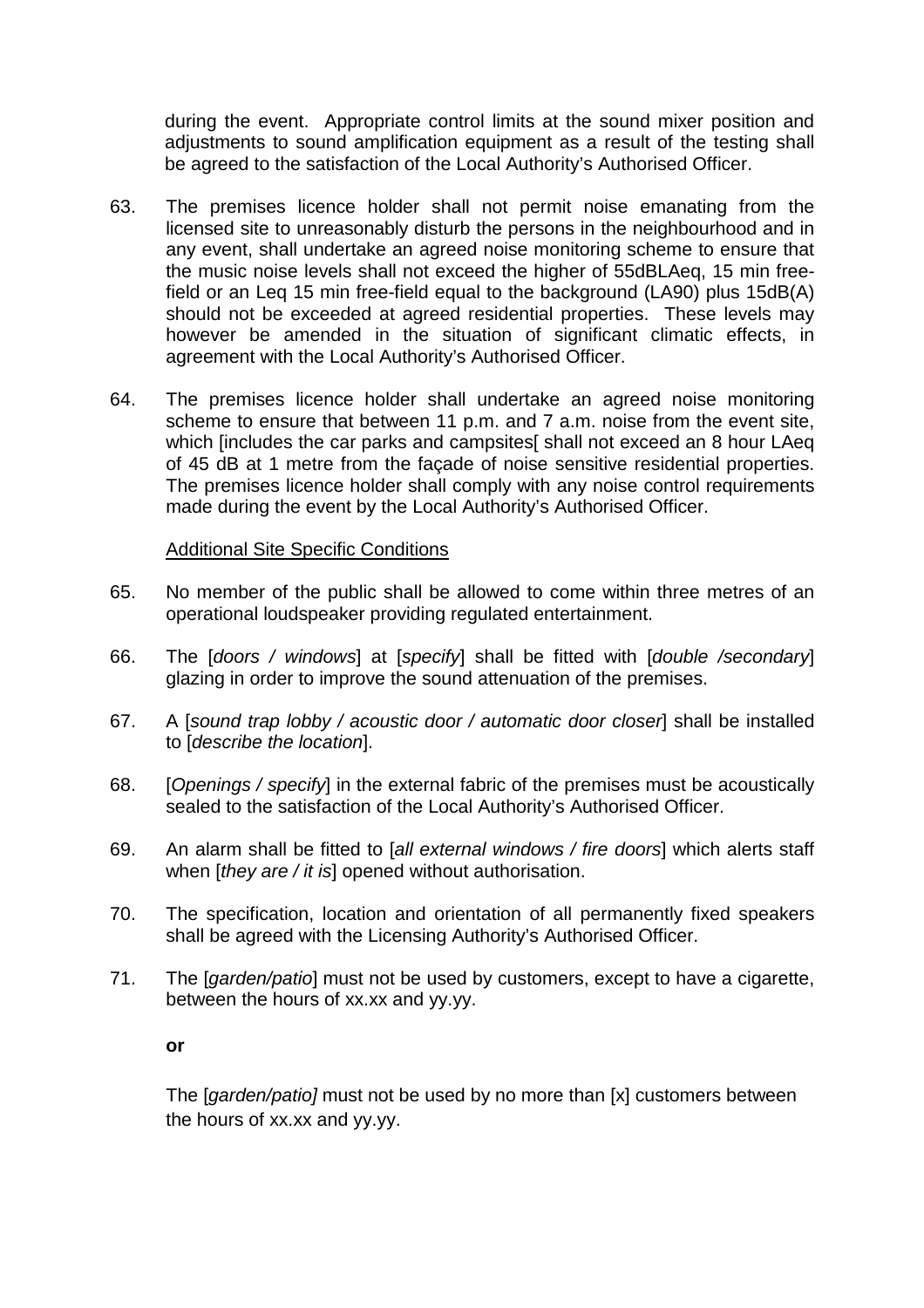during the event. Appropriate control limits at the sound mixer position and adjustments to sound amplification equipment as a result of the testing shall be agreed to the satisfaction of the Local Authority's Authorised Officer.

63. The premises licence holder shall not permit noise emanating from the licensed site to unreasonably disturb the persons in the neighbourhood and in any event, shall undertake an agreed noise monitoring scheme to ensure that the music noise levels shall not exceed the higher of 55dBLAeq, 15 min free-field or an Leq 15 min free-field equal to the background (LA90) plus 15dB(A) should not be exceeded at agreed residential properties. These levels may however be amended in the situation of significant climatic effects, in agreement with the Local Authority's Authorised Officer.

64. The premises licence holder shall undertake an agreed noise monitoring scheme to ensure that between 11 p.m. and 7 a.m. noise from the event site, which [includes the car parks and campsites[ shall not exceed an 8 hour LAeq of 45 dB at 1 metre from the façade of noise sensitive residential properties. The premises licence holder shall comply with any noise control requirements made during the event by the Local Authority's Authorised Officer.

Additional Site Specific Conditions

65. No member of the public shall be allowed to come within three metres of an operational loudspeaker providing regulated entertainment.

66. The [*doors / windows*] at [*specify*] shall be fitted with [*double /secondary*] glazing in order to improve the sound attenuation of the premises.

67. A [*sound trap lobby / acoustic door / automatic door closer*] shall be installed to [*describe the location*].

68. [*Openings / specify*] in the external fabric of the premises must be acoustically sealed to the satisfaction of the Local Authority's Authorised Officer.

69. An alarm shall be fitted to [*all external windows / fire doors*] which alerts staff when [*they are / it is*] opened without authorisation.

70. The specification, location and orientation of all permanently fixed speakers shall be agreed with the Licensing Authority's Authorised Officer.

71. The [*garden/patio*] must not be used by customers, except to have a cigarette, between the hours of xx.xx and yy.yy.

    **or**

    The [*garden/patio]* must not be used by no more than [x] customers between the hours of xx.xx and yy.yy.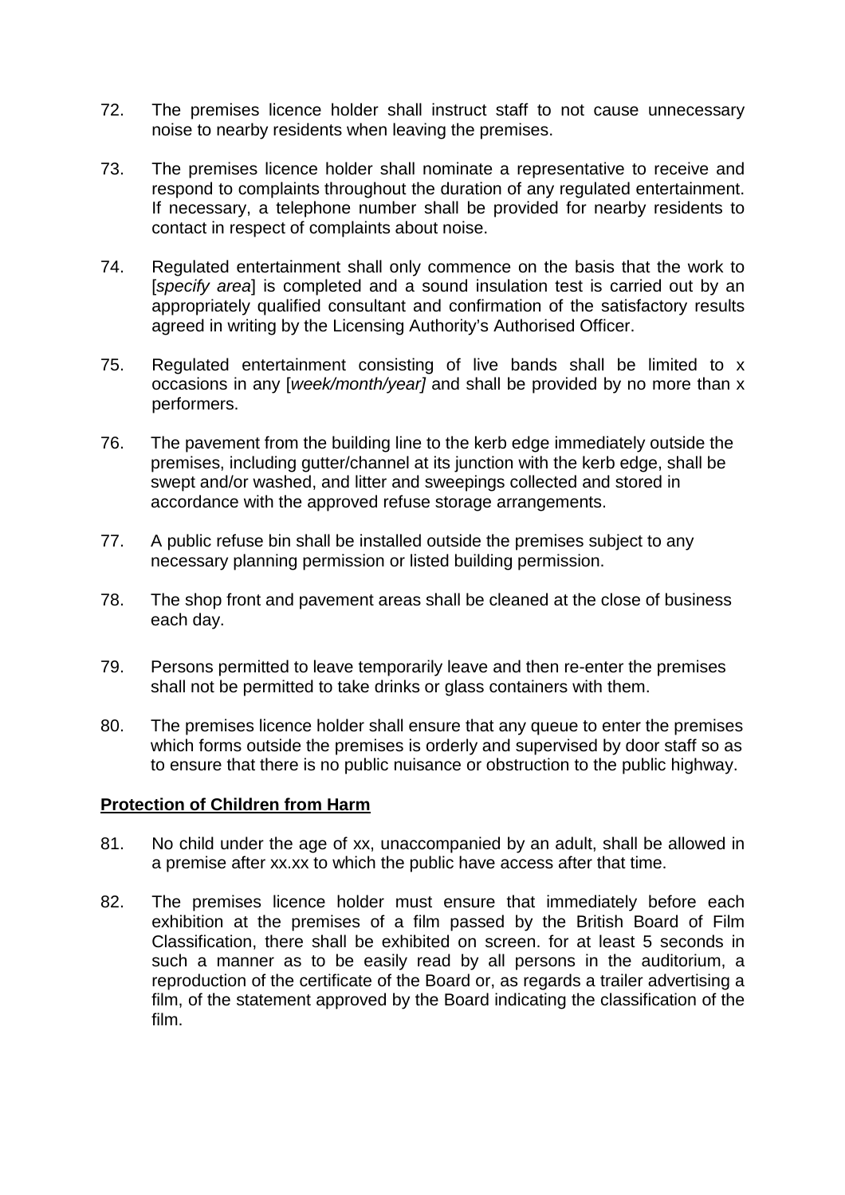72. The premises licence holder shall instruct staff to not cause unnecessary noise to nearby residents when leaving the premises.

73. The premises licence holder shall nominate a representative to receive and respond to complaints throughout the duration of any regulated entertainment. If necessary, a telephone number shall be provided for nearby residents to contact in respect of complaints about noise.

74. Regulated entertainment shall only commence on the basis that the work to [*specify area*] is completed and a sound insulation test is carried out by an appropriately qualified consultant and confirmation of the satisfactory results agreed in writing by the Licensing Authority's Authorised Officer.

75. Regulated entertainment consisting of live bands shall be limited to x occasions in any [*week/month/year]* and shall be provided by no more than x performers.

76. The pavement from the building line to the kerb edge immediately outside the premises, including gutter/channel at its junction with the kerb edge, shall be swept and/or washed, and litter and sweepings collected and stored in accordance with the approved refuse storage arrangements.

77. A public refuse bin shall be installed outside the premises subject to any necessary planning permission or listed building permission.

78. The shop front and pavement areas shall be cleaned at the close of business each day.

79. Persons permitted to leave temporarily leave and then re-enter the premises shall not be permitted to take drinks or glass containers with them.

80. The premises licence holder shall ensure that any queue to enter the premises which forms outside the premises is orderly and supervised by door staff so as to ensure that there is no public nuisance or obstruction to the public highway.

**Protection of Children from Harm**

81. No child under the age of xx, unaccompanied by an adult, shall be allowed in a premise after xx.xx to which the public have access after that time.

82. The premises licence holder must ensure that immediately before each exhibition at the premises of a film passed by the British Board of Film Classification, there shall be exhibited on screen. for at least 5 seconds in such a manner as to be easily read by all persons in the auditorium, a reproduction of the certificate of the Board or, as regards a trailer advertising a film, of the statement approved by the Board indicating the classification of the film.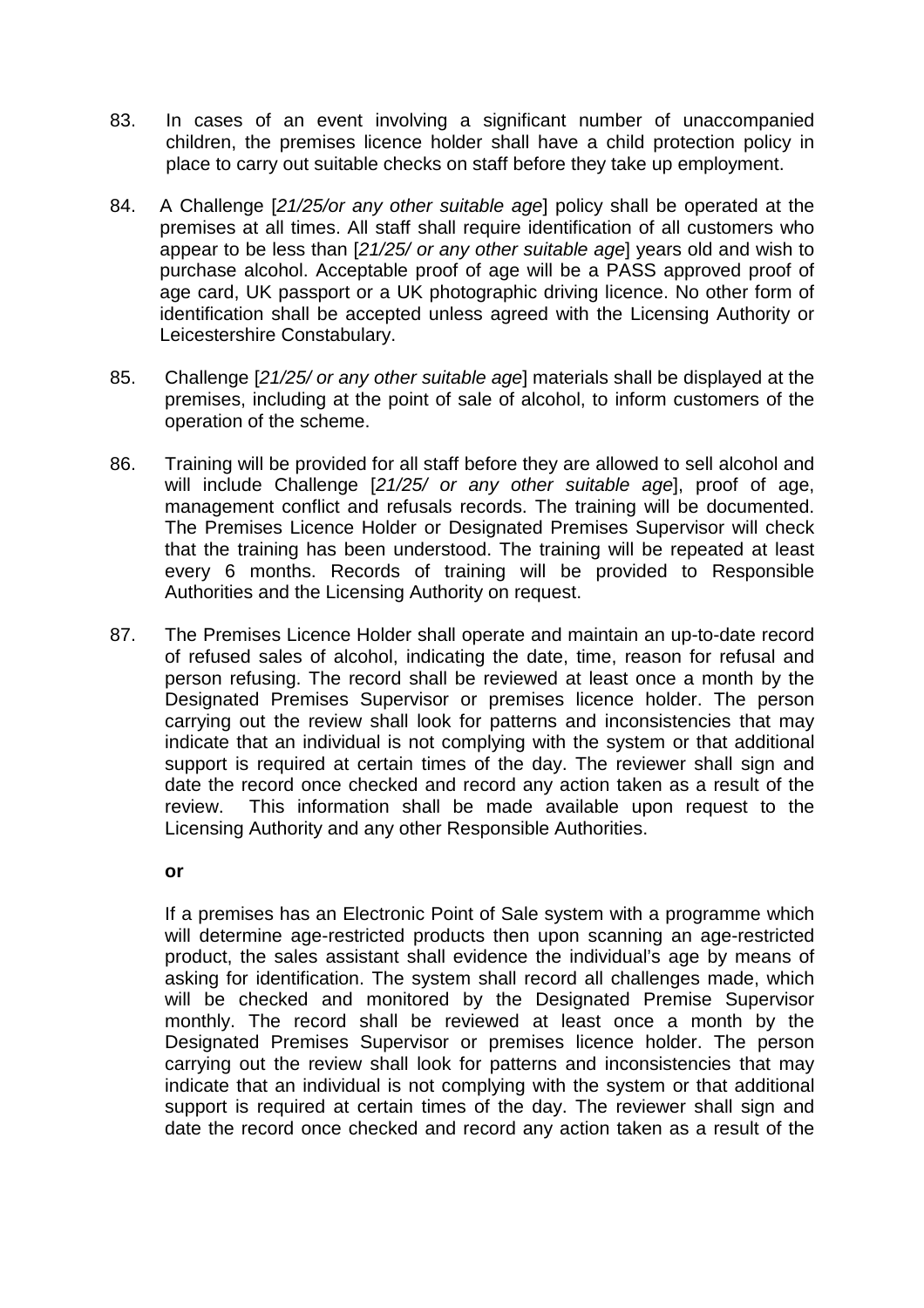83. In cases of an event involving a significant number of unaccompanied children, the premises licence holder shall have a child protection policy in place to carry out suitable checks on staff before they take up employment.

84. A Challenge [*21/25/or any other suitable age*] policy shall be operated at the premises at all times. All staff shall require identification of all customers who appear to be less than [*21/25/ or any other suitable age*] years old and wish to purchase alcohol. Acceptable proof of age will be a PASS approved proof of age card, UK passport or a UK photographic driving licence. No other form of identification shall be accepted unless agreed with the Licensing Authority or Leicestershire Constabulary.

85. Challenge [*21/25/ or any other suitable age*] materials shall be displayed at the premises, including at the point of sale of alcohol, to inform customers of the operation of the scheme.

86. Training will be provided for all staff before they are allowed to sell alcohol and will include Challenge [*21/25/ or any other suitable age*], proof of age, management conflict and refusals records. The training will be documented. The Premises Licence Holder or Designated Premises Supervisor will check that the training has been understood. The training will be repeated at least every 6 months. Records of training will be provided to Responsible Authorities and the Licensing Authority on request.

87. The Premises Licence Holder shall operate and maintain an up-to-date record of refused sales of alcohol, indicating the date, time, reason for refusal and person refusing. The record shall be reviewed at least once a month by the Designated Premises Supervisor or premises licence holder. The person carrying out the review shall look for patterns and inconsistencies that may indicate that an individual is not complying with the system or that additional support is required at certain times of the day. The reviewer shall sign and date the record once checked and record any action taken as a result of the review. This information shall be made available upon request to the Licensing Authority and any other Responsible Authorities.

    **or**

    If a premises has an Electronic Point of Sale system with a programme which will determine age-restricted products then upon scanning an age-restricted product, the sales assistant shall evidence the individual's age by means of asking for identification. The system shall record all challenges made, which will be checked and monitored by the Designated Premise Supervisor monthly. The record shall be reviewed at least once a month by the Designated Premises Supervisor or premises licence holder. The person carrying out the review shall look for patterns and inconsistencies that may indicate that an individual is not complying with the system or that additional support is required at certain times of the day. The reviewer shall sign and date the record once checked and record any action taken as a result of the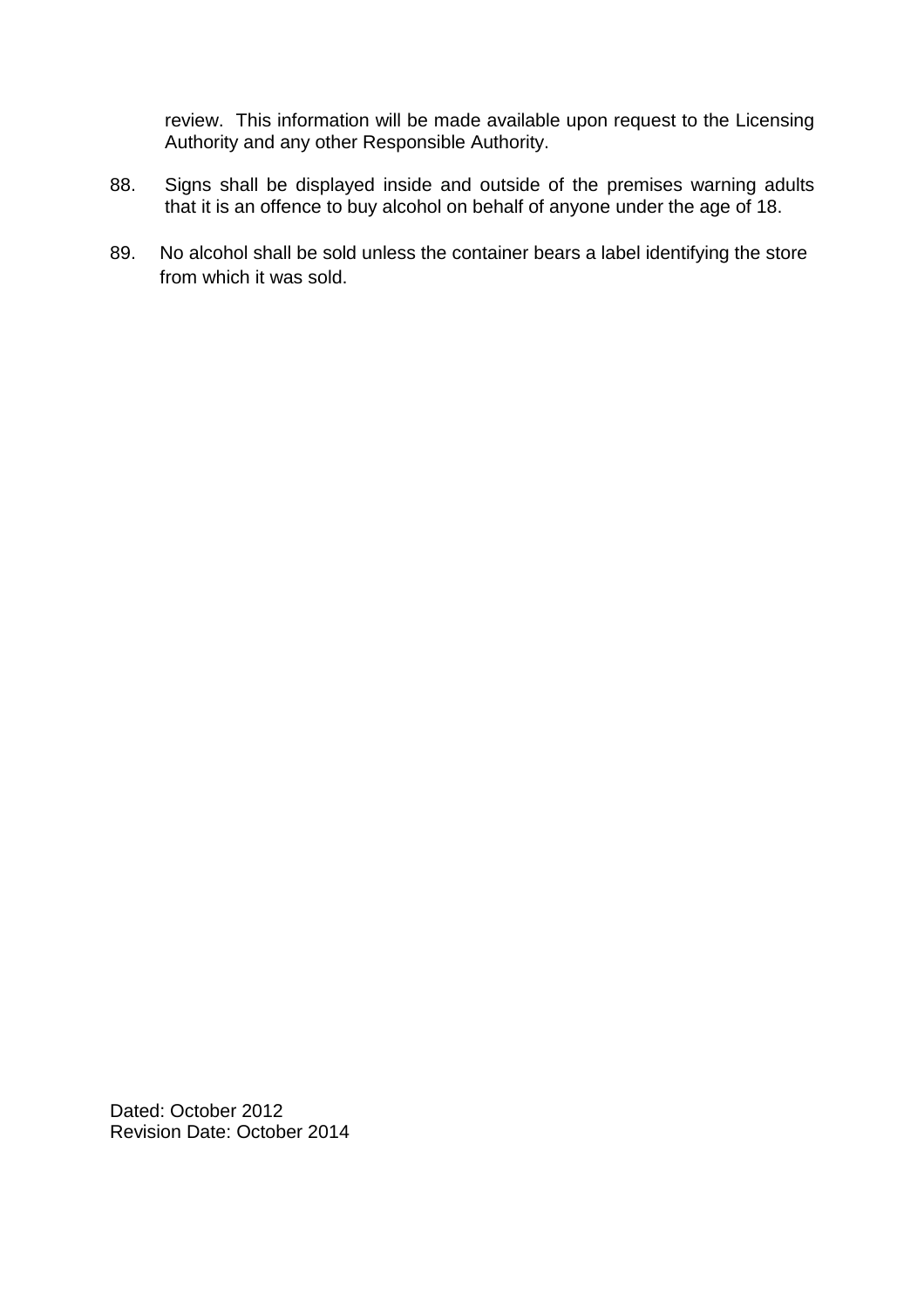review. This information will be made available upon request to the Licensing Authority and any other Responsible Authority.

88. Signs shall be displayed inside and outside of the premises warning adults that it is an offence to buy alcohol on behalf of anyone under the age of 18.

89. No alcohol shall be sold unless the container bears a label identifying the store from which it was sold.

Dated: October 2012
Revision Date: October 2014